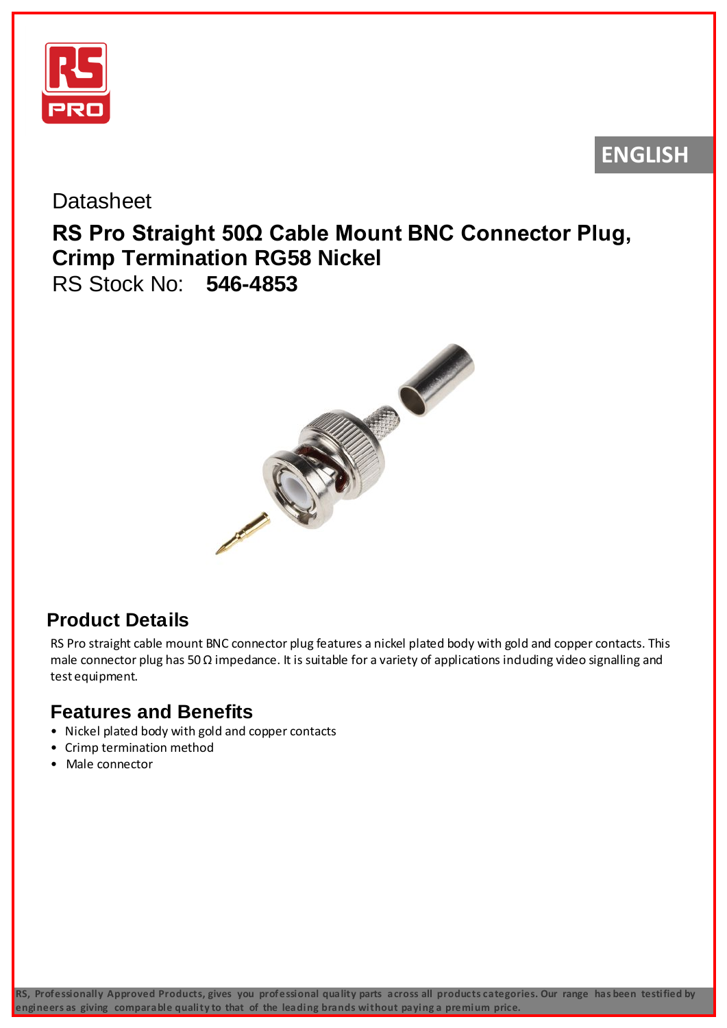ENGLISH

Datasheet

# RS Pro Straight 50Ω Cable Mount BNC Connector Plug, Crimp Termination RG58 Nickel

RS Stock No: **546-4853**

## Product Details

RS Pro straight cable mount BNC connector plug features a nickel plated body with gold and copper contacts. This male connector plug has 50 Ω impedance. It is suitable for a variety of applications including video signalling and test equipment.

## Features and Benefits

- Nickel plated body with gold and copper contacts
- Crimp termination method
- Male connector

**RS, Professionally Approved Products, gives you professional quality parts across all products categories. Our range has been testified by engineers as giving comparable quality to that of the leading brands without paying a premium price.**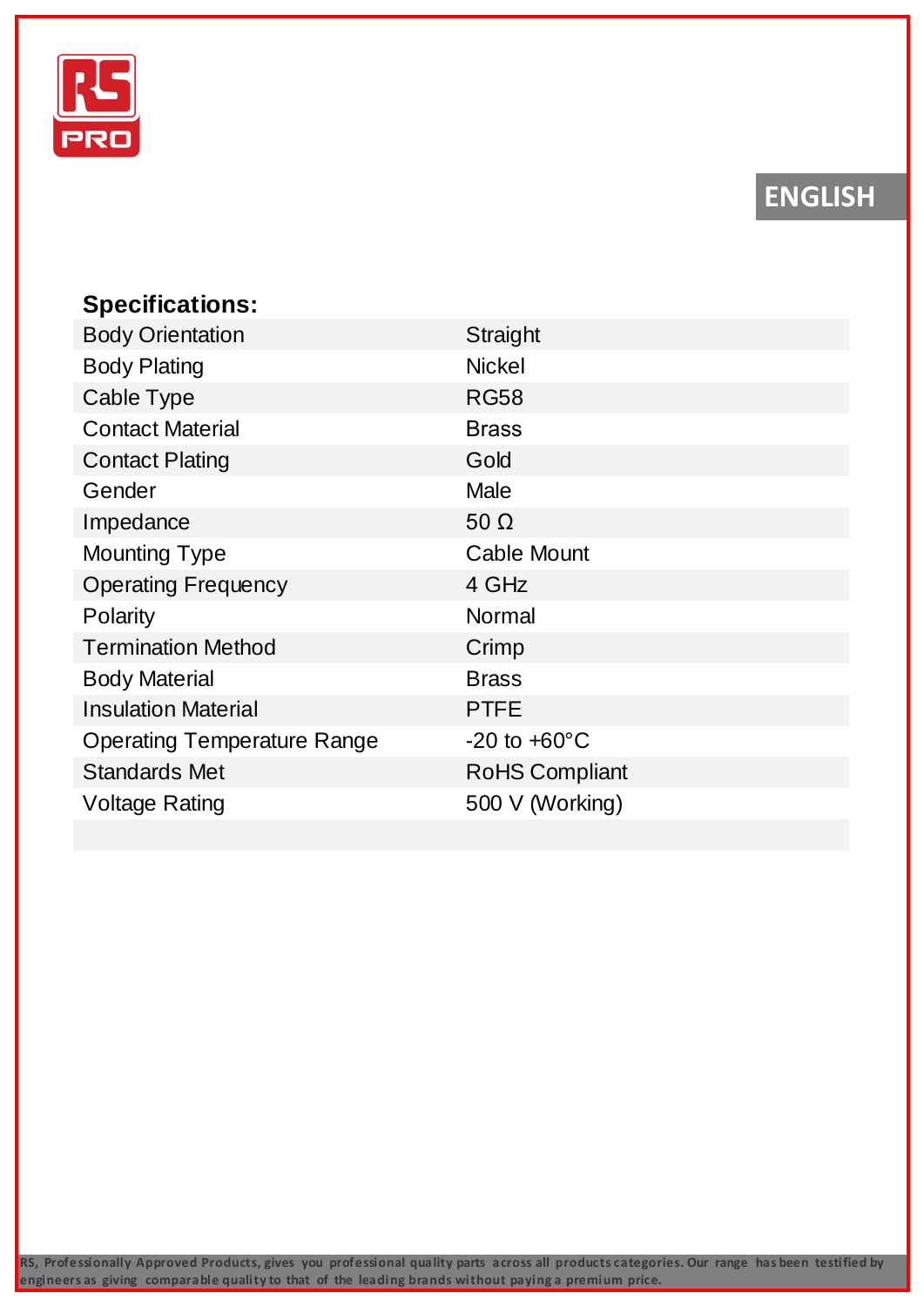ENGLISH

**Specifications:**

| | |
|---|---|
| Body Orientation | Straight |
| Body Plating | Nickel |
| Cable Type | RG58 |
| Contact Material | Brass |
| Contact Plating | Gold |
| Gender | Male |
| Impedance | 50 Ω |
| Mounting Type | Cable Mount |
| Operating Frequency | 4 GHz |
| Polarity | Normal |
| Termination Method | Crimp |
| Body Material | Brass |
| Insulation Material | PTFE |
| Operating Temperature Range | -20 to +60°C |
| Standards Met | RoHS Compliant |
| Voltage Rating | 500 V (Working) |

RS, Professionally Approved Products, gives you professional quality parts across all products categories. Our range has been testified by engineers as giving comparable quality to that of the leading brands without paying a premium price.